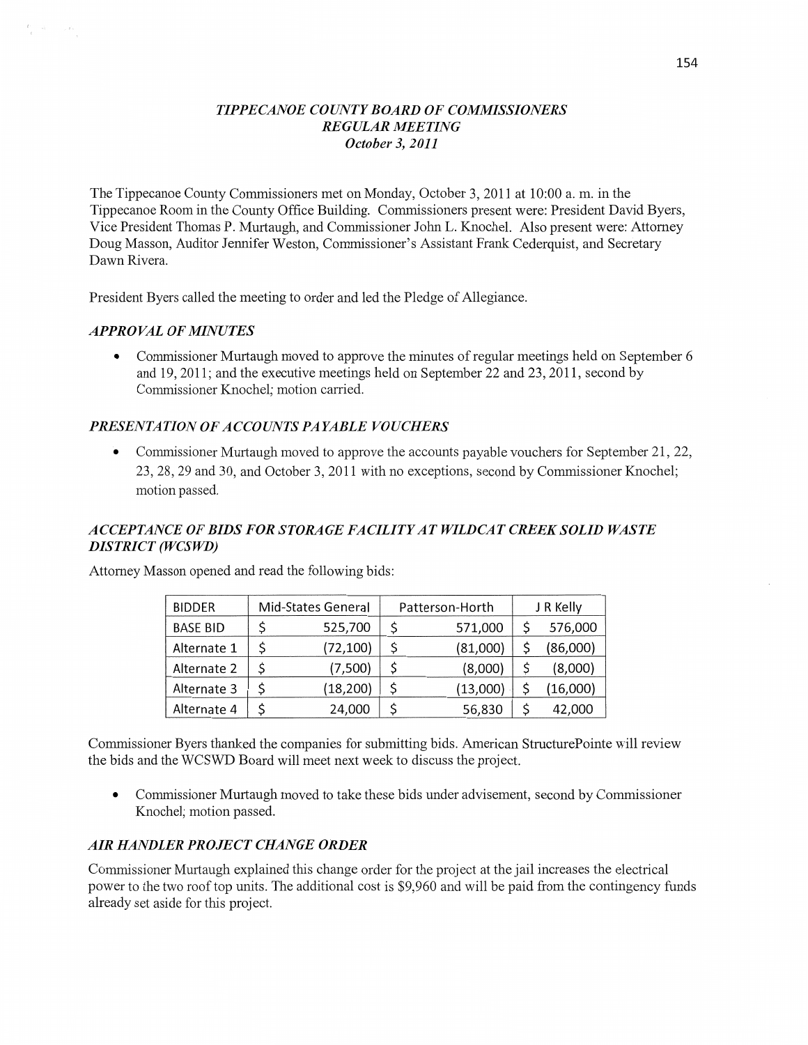# *TIPPECANOE COUNTY BOARD OF COMMISSIONERS*
## *REGULAR MEETING*
### *October 3, 2011*

The Tippecanoe County Commissioners met on Monday, October 3, 2011 at 10:00 a. m. in the Tippecanoe Room in the County Office Building. Commissioners present were: President David Byers, Vice President Thomas P. Murtaugh, and Commissioner John L. Knochel. Also present were: Attorney Doug Masson, Auditor Jennifer Weston, Commissioner's Assistant Frank Cederquist, and Secretary Dawn Rivera.

President Byers called the meeting to order and led the Pledge of Allegiance.

## *APPROVAL OF MINUTES*

- Commissioner Murtaugh moved to approve the minutes of regular meetings held on September 6 and 19, 2011; and the executive meetings held on September 22 and 23, 2011, second by Commissioner Knochel; motion carried.

## *PRESENTATION OF ACCOUNTS PAYABLE VOUCHERS*

- Commissioner Murtaugh moved to approve the accounts payable vouchers for September 21, 22, 23, 28, 29 and 30, and October 3, 2011 with no exceptions, second by Commissioner Knochel; motion passed.

## *ACCEPTANCE OF BIDS FOR STORAGE FACILITY AT WILDCAT CREEK SOLID WASTE DISTRICT (WCSWD)*

Attorney Masson opened and read the following bids:

| BIDDER | Mid-States General | Patterson-Horth | J R Kelly |
|---|---|---|---|
| BASE BID | $ 525,700 | $ 571,000 | $ 576,000 |
| Alternate 1 | $ (72,100) | $ (81,000) | $ (86,000) |
| Alternate 2 | $ (7,500) | $ (8,000) | $ (8,000) |
| Alternate 3 | $ (18,200) | $ (13,000) | $ (16,000) |
| Alternate 4 | $ 24,000 | $ 56,830 | $ 42,000 |

Commissioner Byers thanked the companies for submitting bids. American StructurePointe will review the bids and the WCSWD Board will meet next week to discuss the project.

- Commissioner Murtaugh moved to take these bids under advisement, second by Commissioner Knochel; motion passed.

## *AIR HANDLER PROJECT CHANGE ORDER*

Commissioner Murtaugh explained this change order for the project at the jail increases the electrical power to the two roof top units. The additional cost is $9,960 and will be paid from the contingency funds already set aside for this project.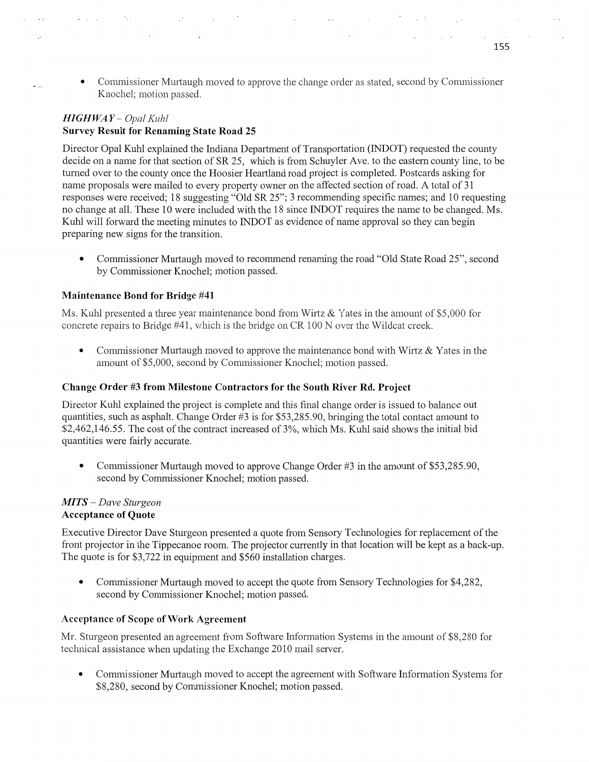- Commissioner Murtaugh moved to approve the change order as stated, second by Commissioner Knochel; motion passed.

### *HIGHWAY – Opal Kuhl*
### Survey Result for Renaming State Road 25

Director Opal Kuhl explained the Indiana Department of Transportation (INDOT) requested the county decide on a name for that section of SR 25, which is from Schuyler Ave. to the eastern county line, to be turned over to the county once the Hoosier Heartland road project is completed. Postcards asking for name proposals were mailed to every property owner on the affected section of road. A total of 31 responses were received; 18 suggesting "Old SR 25"; 3 recommending specific names; and 10 requesting no change at all. These 10 were included with the 18 since INDOT requires the name to be changed. Ms. Kuhl will forward the meeting minutes to INDOT as evidence of name approval so they can begin preparing new signs for the transition.

- Commissioner Murtaugh moved to recommend renaming the road "Old State Road 25", second by Commissioner Knochel; motion passed.

### Maintenance Bond for Bridge #41

Ms. Kuhl presented a three year maintenance bond from Wirtz & Yates in the amount of $5,000 for concrete repairs to Bridge #41, which is the bridge on CR 100 N over the Wildcat creek.

- Commissioner Murtaugh moved to approve the maintenance bond with Wirtz & Yates in the amount of $5,000, second by Commissioner Knochel; motion passed.

### Change Order #3 from Milestone Contractors for the South River Rd. Project

Director Kuhl explained the project is complete and this final change order is issued to balance out quantities, such as asphalt. Change Order #3 is for $53,285.90, bringing the total contact amount to $2,462,146.55. The cost of the contract increased of 3%, which Ms. Kuhl said shows the initial bid quantities were fairly accurate.

- Commissioner Murtaugh moved to approve Change Order #3 in the amount of $53,285.90, second by Commissioner Knochel; motion passed.

### *MITS – Dave Sturgeon*
### Acceptance of Quote

Executive Director Dave Sturgeon presented a quote from Sensory Technologies for replacement of the front projector in the Tippecanoe room. The projector currently in that location will be kept as a back-up. The quote is for $3,722 in equipment and $560 installation charges.

- Commissioner Murtaugh moved to accept the quote from Sensory Technologies for $4,282, second by Commissioner Knochel; motion passed.

### Acceptance of Scope of Work Agreement

Mr. Sturgeon presented an agreement from Software Information Systems in the amount of $8,280 for technical assistance when updating the Exchange 2010 mail server.

- Commissioner Murtaugh moved to accept the agreement with Software Information Systems for $8,280, second by Commissioner Knochel; motion passed.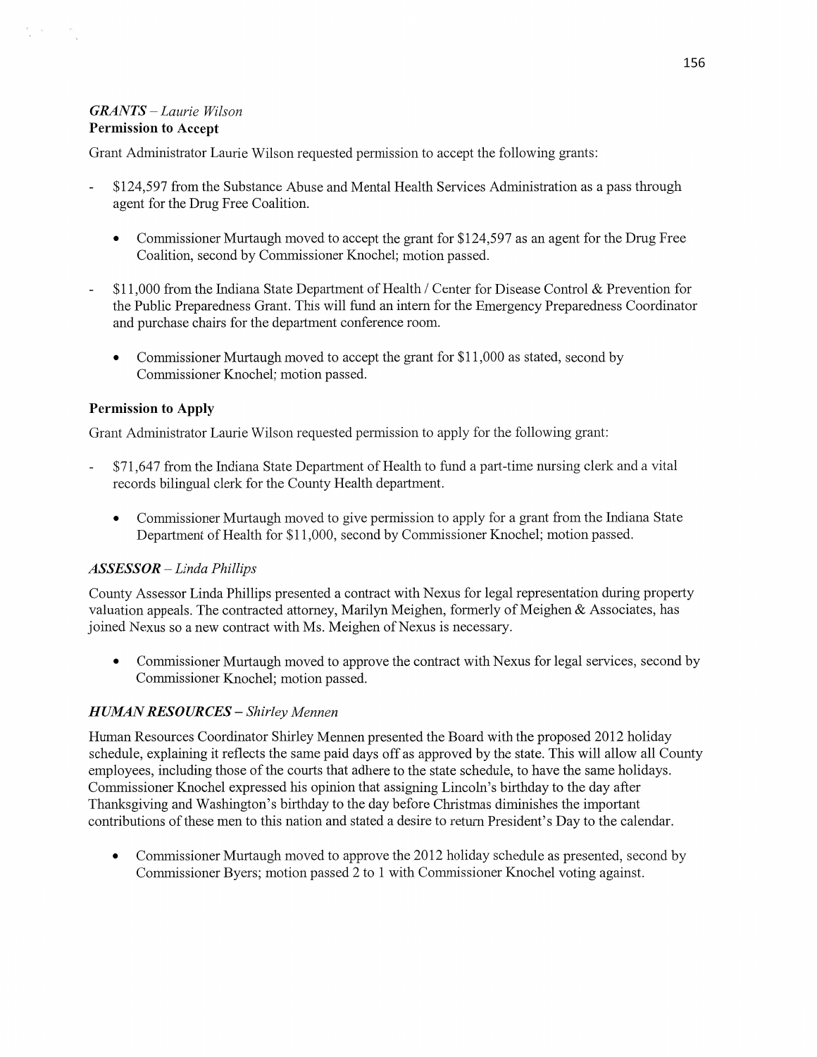### *GRANTS – Laurie Wilson*
**Permission to Accept**

Grant Administrator Laurie Wilson requested permission to accept the following grants:

- $124,597 from the Substance Abuse and Mental Health Services Administration as a pass through agent for the Drug Free Coalition.

    - Commissioner Murtaugh moved to accept the grant for $124,597 as an agent for the Drug Free Coalition, second by Commissioner Knochel; motion passed.

- $11,000 from the Indiana State Department of Health / Center for Disease Control & Prevention for the Public Preparedness Grant. This will fund an intern for the Emergency Preparedness Coordinator and purchase chairs for the department conference room.

    - Commissioner Murtaugh moved to accept the grant for $11,000 as stated, second by Commissioner Knochel; motion passed.

**Permission to Apply**

Grant Administrator Laurie Wilson requested permission to apply for the following grant:

- $71,647 from the Indiana State Department of Health to fund a part-time nursing clerk and a vital records bilingual clerk for the County Health department.

    - Commissioner Murtaugh moved to give permission to apply for a grant from the Indiana State Department of Health for $11,000, second by Commissioner Knochel; motion passed.

### *ASSESSOR – Linda Phillips*

County Assessor Linda Phillips presented a contract with Nexus for legal representation during property valuation appeals. The contracted attorney, Marilyn Meighen, formerly of Meighen & Associates, has joined Nexus so a new contract with Ms. Meighen of Nexus is necessary.

- Commissioner Murtaugh moved to approve the contract with Nexus for legal services, second by Commissioner Knochel; motion passed.

### *HUMAN RESOURCES – Shirley Mennen*

Human Resources Coordinator Shirley Mennen presented the Board with the proposed 2012 holiday schedule, explaining it reflects the same paid days off as approved by the state. This will allow all County employees, including those of the courts that adhere to the state schedule, to have the same holidays. Commissioner Knochel expressed his opinion that assigning Lincoln's birthday to the day after Thanksgiving and Washington's birthday to the day before Christmas diminishes the important contributions of these men to this nation and stated a desire to return President's Day to the calendar.

- Commissioner Murtaugh moved to approve the 2012 holiday schedule as presented, second by Commissioner Byers; motion passed 2 to 1 with Commissioner Knochel voting against.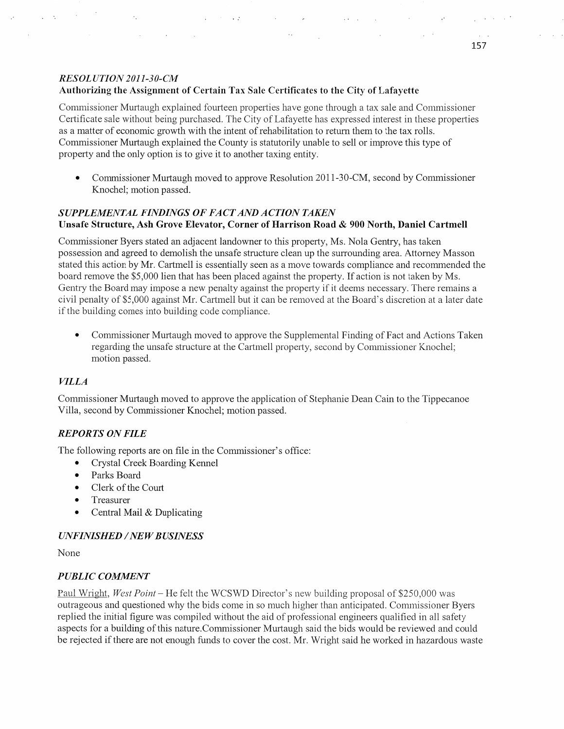### *RESOLUTION 2011-30-CM*
**Authorizing the Assignment of Certain Tax Sale Certificates to the City of Lafayette**

Commissioner Murtaugh explained fourteen properties have gone through a tax sale and Commissioner Certificate sale without being purchased. The City of Lafayette has expressed interest in these properties as a matter of economic growth with the intent of rehabilitation to return them to the tax rolls. Commissioner Murtaugh explained the County is statutorily unable to sell or improve this type of property and the only option is to give it to another taxing entity.

- Commissioner Murtaugh moved to approve Resolution 2011-30-CM, second by Commissioner Knochel; motion passed.

### *SUPPLEMENTAL FINDINGS OF FACT AND ACTION TAKEN*
**Unsafe Structure, Ash Grove Elevator, Corner of Harrison Road & 900 North, Daniel Cartmell**

Commissioner Byers stated an adjacent landowner to this property, Ms. Nola Gentry, has taken possession and agreed to demolish the unsafe structure clean up the surrounding area. Attorney Masson stated this action by Mr. Cartmell is essentially seen as a move towards compliance and recommended the board remove the $5,000 lien that has been placed against the property. If action is not taken by Ms. Gentry the Board may impose a new penalty against the property if it deems necessary. There remains a civil penalty of $5,000 against Mr. Cartmell but it can be removed at the Board's discretion at a later date if the building comes into building code compliance.

- Commissioner Murtaugh moved to approve the Supplemental Finding of Fact and Actions Taken regarding the unsafe structure at the Cartmell property, second by Commissioner Knochel; motion passed.

### *VILLA*

Commissioner Murtaugh moved to approve the application of Stephanie Dean Cain to the Tippecanoe Villa, second by Commissioner Knochel; motion passed.

### *REPORTS ON FILE*

The following reports are on file in the Commissioner's office:

- Crystal Creek Boarding Kennel
- Parks Board
- Clerk of the Court
- Treasurer
- Central Mail & Duplicating

### *UNFINISHED / NEW BUSINESS*

None

### *PUBLIC COMMENT*

Paul Wright, *West Point* – He felt the WCSWD Director's new building proposal of $250,000 was outrageous and questioned why the bids come in so much higher than anticipated. Commissioner Byers replied the initial figure was compiled without the aid of professional engineers qualified in all safety aspects for a building of this nature.Commissioner Murtaugh said the bids would be reviewed and could be rejected if there are not enough funds to cover the cost. Mr. Wright said he worked in hazardous waste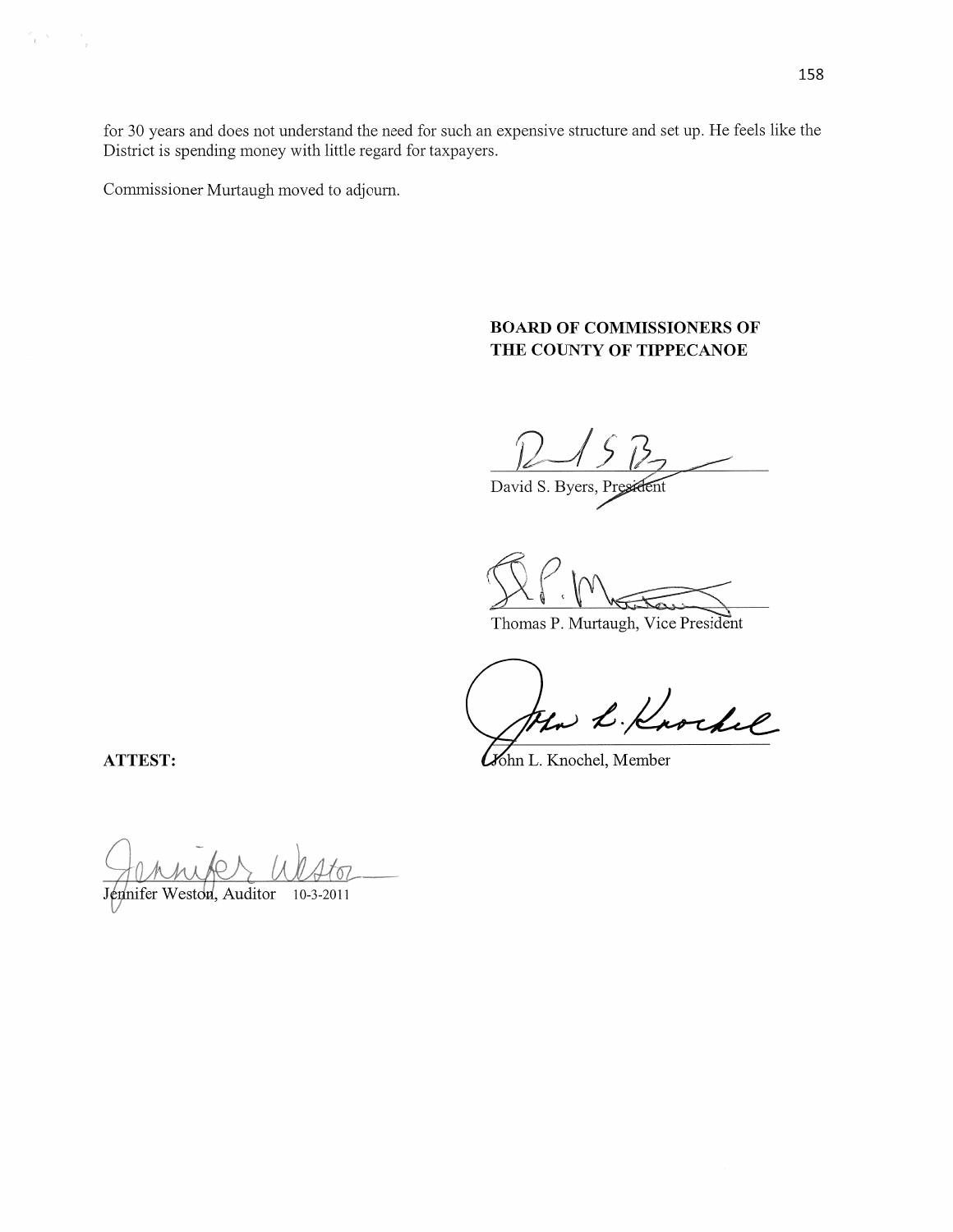for 30 years and does not understand the need for such an expensive structure and set up. He feels like the District is spending money with little regard for taxpayers.

Commissioner Murtaugh moved to adjourn.

**BOARD OF COMMISSIONERS OF THE COUNTY OF TIPPECANOE**

David S. Byers, President

Thomas P. Murtaugh, Vice President

John L. Knochel, Member

**ATTEST:**

Jennifer Weston, Auditor 10-3-2011